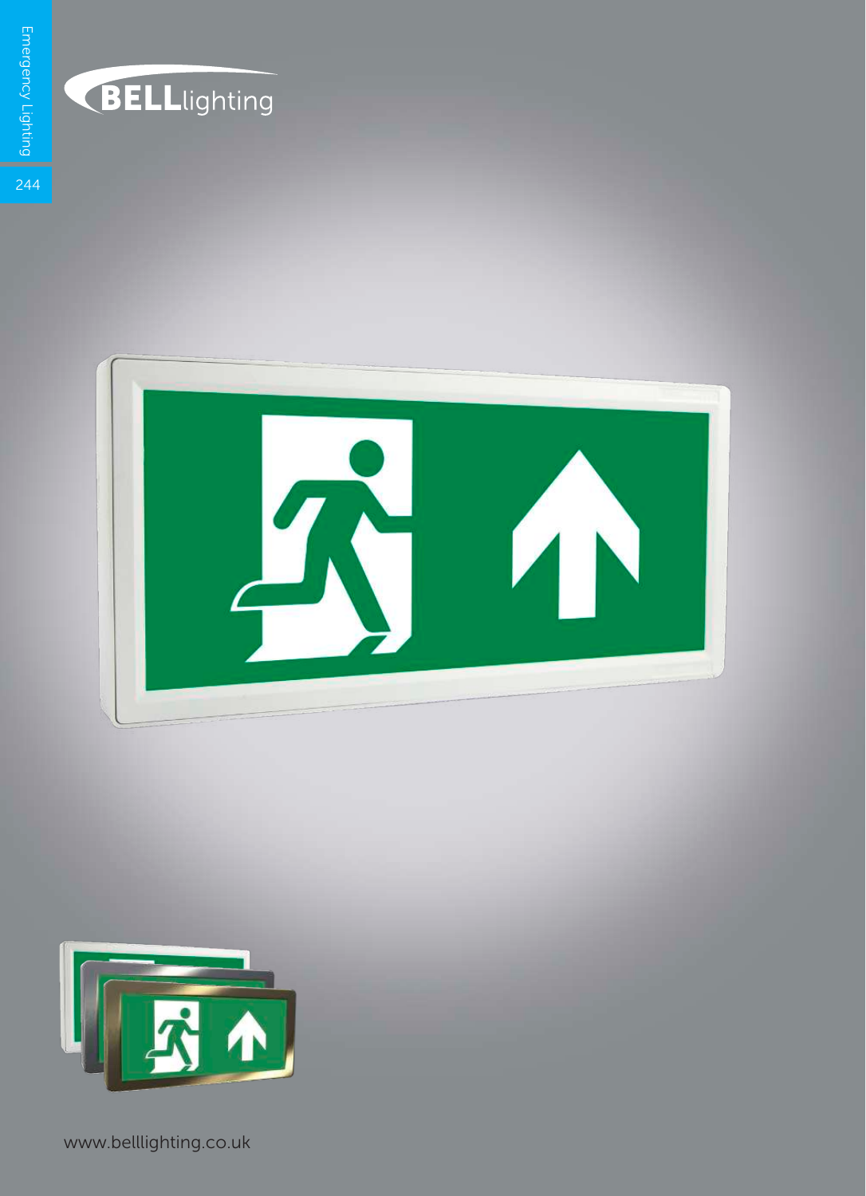BELLlighting

www.belllighting.co.uk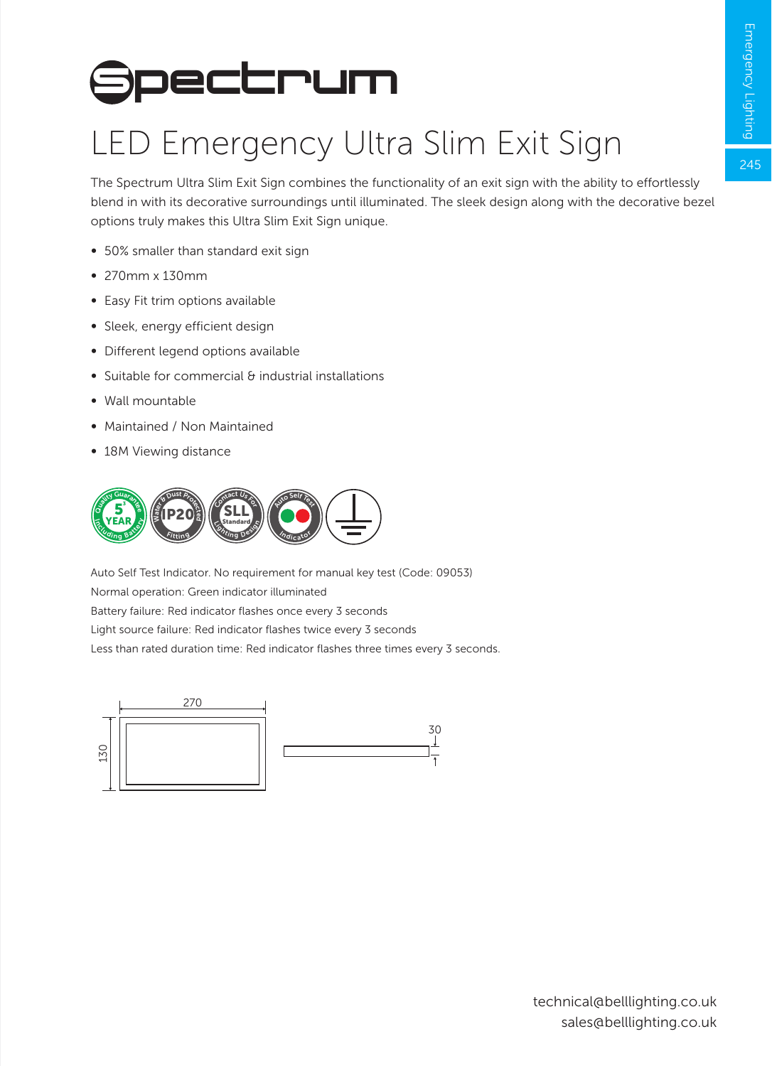# Spectrum

## LED Emergency Ultra Slim Exit Sign

The Spectrum Ultra Slim Exit Sign combines the functionality of an exit sign with the ability to effortlessly blend in with its decorative surroundings until illuminated. The sleek design along with the decorative bezel options truly makes this Ultra Slim Exit Sign unique.

- 50% smaller than standard exit sign
- 270mm x 130mm
- Easy Fit trim options available
- Sleek, energy efficient design
- Different legend options available
- Suitable for commercial & industrial installations
- Wall mountable
- Maintained / Non Maintained
- 18M Viewing distance

Auto Self Test Indicator. No requirement for manual key test (Code: 09053)
Normal operation: Green indicator illuminated
Battery failure: Red indicator flashes once every 3 seconds
Light source failure: Red indicator flashes twice every 3 seconds
Less than rated duration time: Red indicator flashes three times every 3 seconds.

technical@belllighting.co.uk
sales@belllighting.co.uk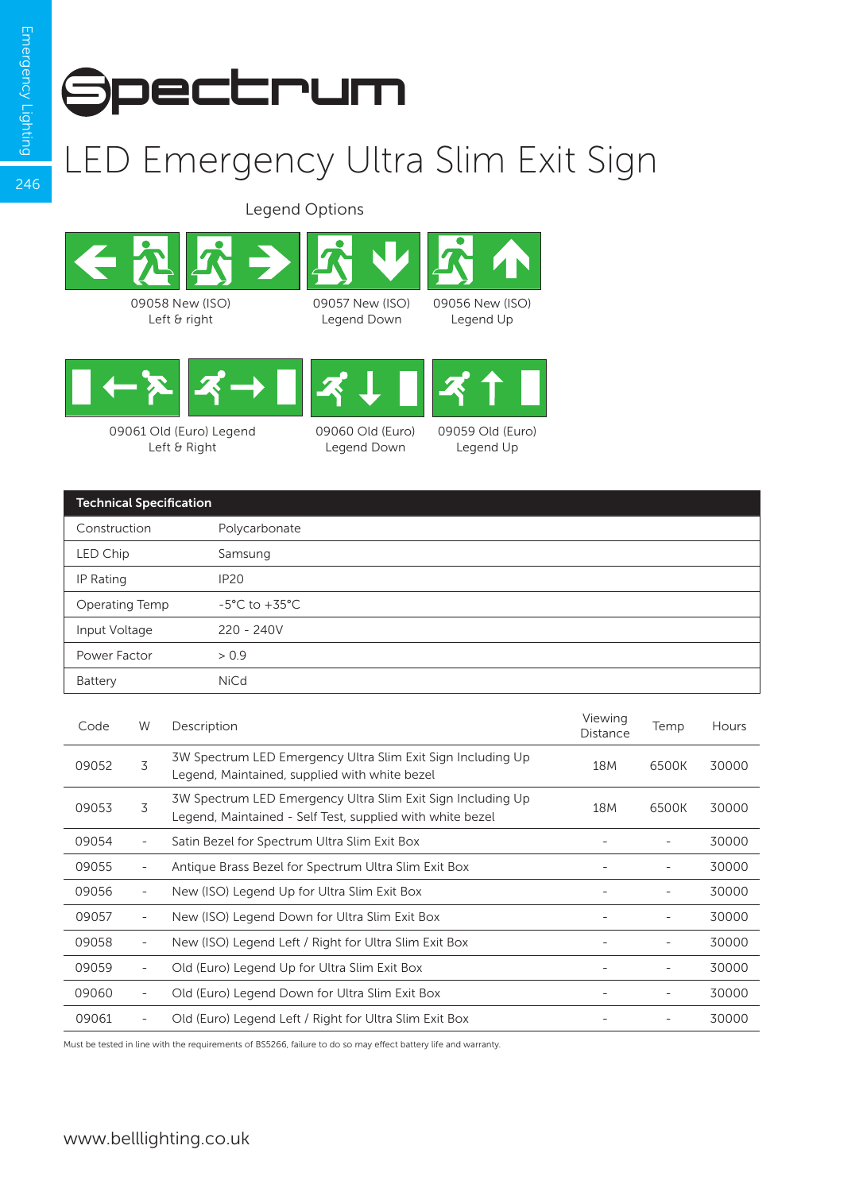# Spectrum

## LED Emergency Ultra Slim Exit Sign

### Legend Options

09058 New (ISO) Left & right

09057 New (ISO) Legend Down

09056 New (ISO) Legend Up

09061 Old (Euro) Legend Left & Right

09060 Old (Euro) Legend Down

09059 Old (Euro) Legend Up

| Technical Specification | |
|---|---|
| Construction | Polycarbonate |
| LED Chip | Samsung |
| IP Rating | IP20 |
| Operating Temp | -5°C to +35°C |
| Input Voltage | 220 - 240V |
| Power Factor | > 0.9 |
| Battery | NiCd |

| Code | W | Description | Viewing Distance | Temp | Hours |
|---|---|---|---|---|---|
| 09052 | 3 | 3W Spectrum LED Emergency Ultra Slim Exit Sign Including Up Legend, Maintained, supplied with white bezel | 18M | 6500K | 30000 |
| 09053 | 3 | 3W Spectrum LED Emergency Ultra Slim Exit Sign Including Up Legend, Maintained - Self Test, supplied with white bezel | 18M | 6500K | 30000 |
| 09054 | - | Satin Bezel for Spectrum Ultra Slim Exit Box | - | - | 30000 |
| 09055 | - | Antique Brass Bezel for Spectrum Ultra Slim Exit Box | - | - | 30000 |
| 09056 | - | New (ISO) Legend Up for Ultra Slim Exit Box | - | - | 30000 |
| 09057 | - | New (ISO) Legend Down for Ultra Slim Exit Box | - | - | 30000 |
| 09058 | - | New (ISO) Legend Left / Right for Ultra Slim Exit Box | - | - | 30000 |
| 09059 | - | Old (Euro) Legend Up for Ultra Slim Exit Box | - | - | 30000 |
| 09060 | - | Old (Euro) Legend Down for Ultra Slim Exit Box | - | - | 30000 |
| 09061 | - | Old (Euro) Legend Left / Right for Ultra Slim Exit Box | - | - | 30000 |

Must be tested in line with the requirements of BS5266, failure to do so may effect battery life and warranty.

www.belllighting.co.uk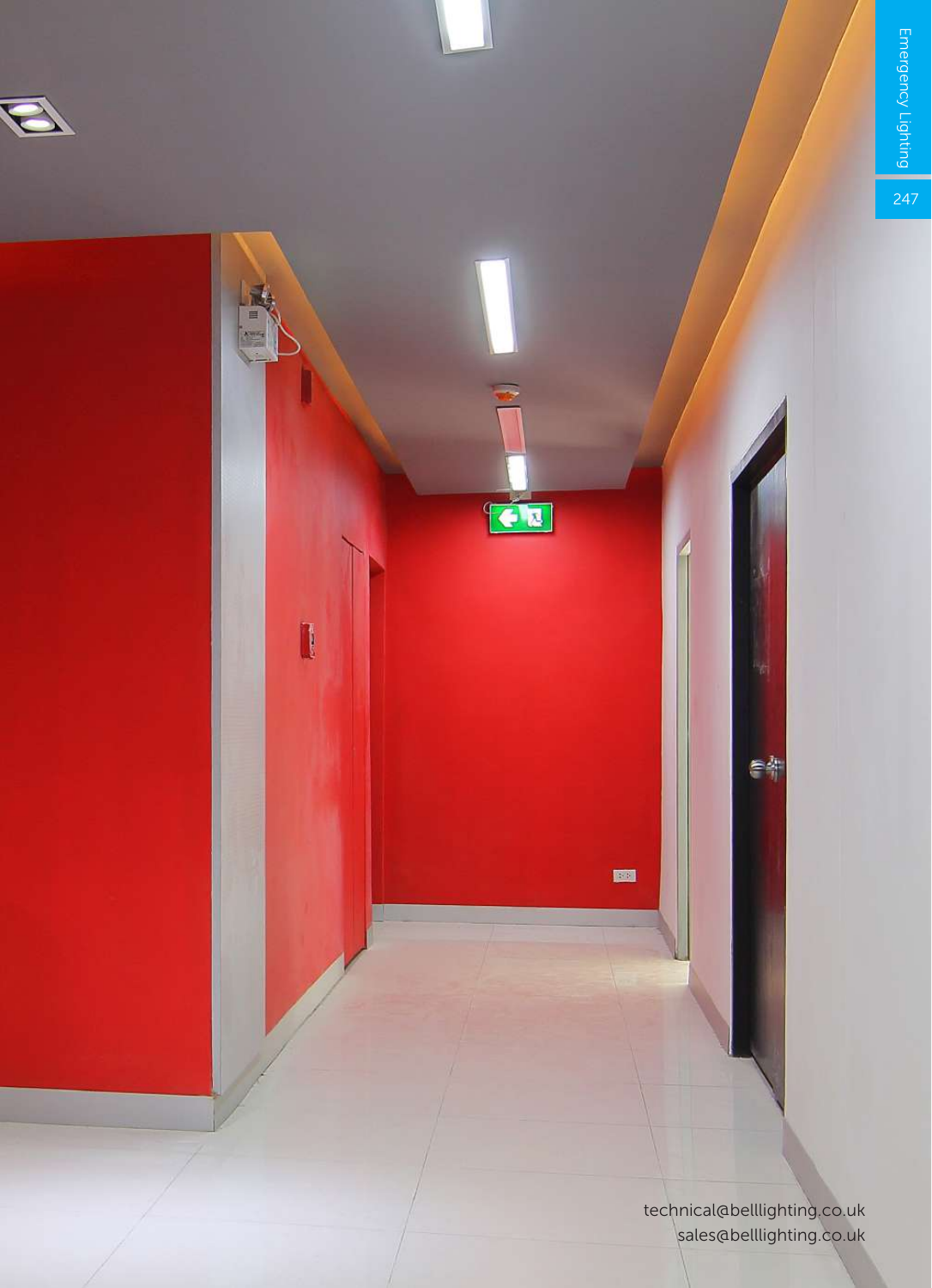technical@belllighting.co.uk
sales@belllighting.co.uk